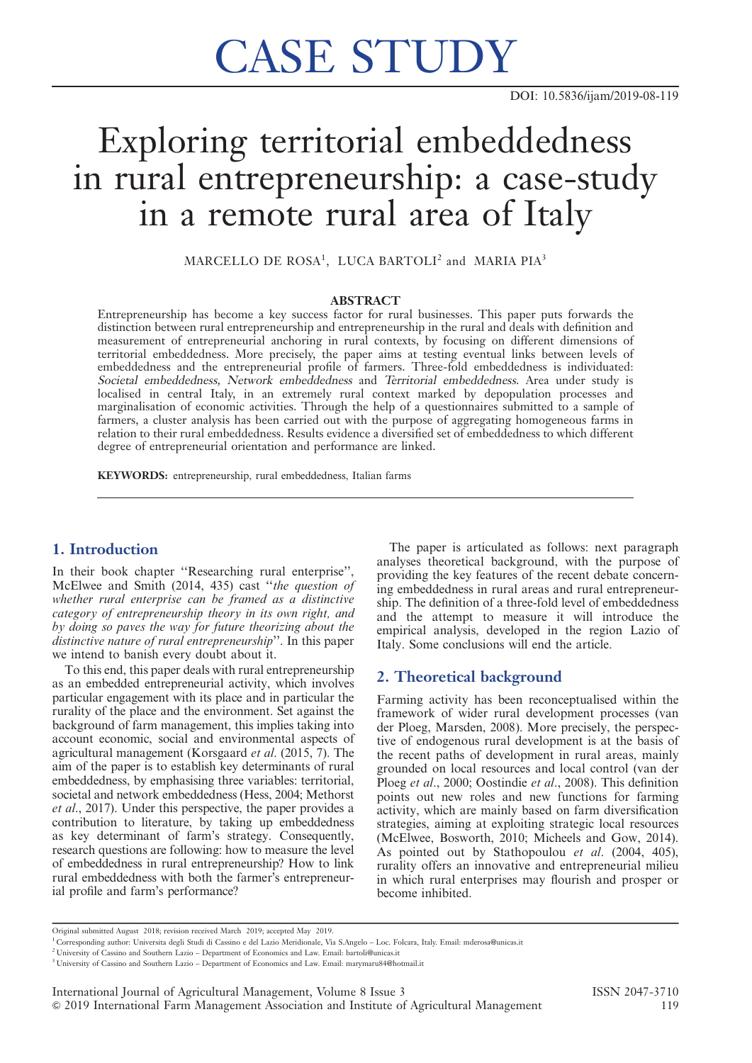# CASE STUDY

DOI: 10.5836/ijam/2019-08-119

# Exploring territorial embeddedness in rural entrepreneurship: a case-study in a remote rural area of Italy

MARCELLO DE ROSA[1], LUCA BARTOLI[2] and MARIA PIA[3]

### ABSTRACT

Entrepreneurship has become a key success factor for rural businesses. This paper puts forwards the distinction between rural entrepreneurship and entrepreneurship in the rural and deals with definition and measurement of entrepreneurial anchoring in rural contexts, by focusing on different dimensions of territorial embeddedness. More precisely, the paper aims at testing eventual links between levels of embeddedness and the entrepreneurial profile of farmers. Three-fold embeddedness is individuated: *Societal embeddedness, Network embeddedness* and *Territorial embeddedness*. Area under study is localised in central Italy, in an extremely rural context marked by depopulation processes and marginalisation of economic activities. Through the help of a questionnaires submitted to a sample of farmers, a cluster analysis has been carried out with the purpose of aggregating homogeneous farms in relation to their rural embeddedness. Results evidence a diversified set of embeddedness to which different degree of entrepreneurial orientation and performance are linked.

**KEYWORDS:** entrepreneurship, rural embeddedness, Italian farms

## 1. Introduction

In their book chapter ''Researching rural enterprise'', McElwee and Smith (2014, 435) cast ''*the question of whether rural enterprise can be framed as a distinctive category of entrepreneurship theory in its own right, and by doing so paves the way for future theorizing about the distinctive nature of rural entrepreneurship*''. In this paper we intend to banish every doubt about it.

To this end, this paper deals with rural entrepreneurship as an embedded entrepreneurial activity, which involves particular engagement with its place and in particular the rurality of the place and the environment. Set against the background of farm management, this implies taking into account economic, social and environmental aspects of agricultural management (Korsgaard *et al*. (2015, 7). The aim of the paper is to establish key determinants of rural embeddedness, by emphasising three variables: territorial, societal and network embeddedness (Hess, 2004; Methorst *et al*., 2017). Under this perspective, the paper provides a contribution to literature, by taking up embeddedness as key determinant of farm's strategy. Consequently, research questions are following: how to measure the level of embeddedness in rural entrepreneurship? How to link rural embeddedness with both the farmer's entrepreneurial profile and farm's performance?

The paper is articulated as follows: next paragraph analyses theoretical background, with the purpose of providing the key features of the recent debate concerning embeddedness in rural areas and rural entrepreneurship. The definition of a three-fold level of embeddedness and the attempt to measure it will introduce the empirical analysis, developed in the region Lazio of Italy. Some conclusions will end the article.

## 2. Theoretical background

Farming activity has been reconceptualised within the framework of wider rural development processes (van der Ploeg, Marsden, 2008). More precisely, the perspective of endogenous rural development is at the basis of the recent paths of development in rural areas, mainly grounded on local resources and local control (van der Ploeg *et al*., 2000; Oostindie *et al*., 2008). This definition points out new roles and new functions for farming activity, which are mainly based on farm diversification strategies, aiming at exploiting strategic local resources (McElwee, Bosworth, 2010; Micheels and Gow, 2014). As pointed out by Stathopoulou *et al*. (2004, 405), rurality offers an innovative and entrepreneurial milieu in which rural enterprises may flourish and prosper or become inhibited.

---

Original submitted August 2018; revision received March 2019; accepted May 2019.

[1] Corresponding author: Universita degli Studi di Cassino e del Lazio Meridionale, Via S.Angelo – Loc. Folcara, Italy. Email: mderosa@unicas.it

[2] University of Cassino and Southern Lazio – Department of Economics and Law. Email: bartoli@unicas.it

[3] University of Cassino and Southern Lazio – Department of Economics and Law. Email: marymaru84@hotmail.it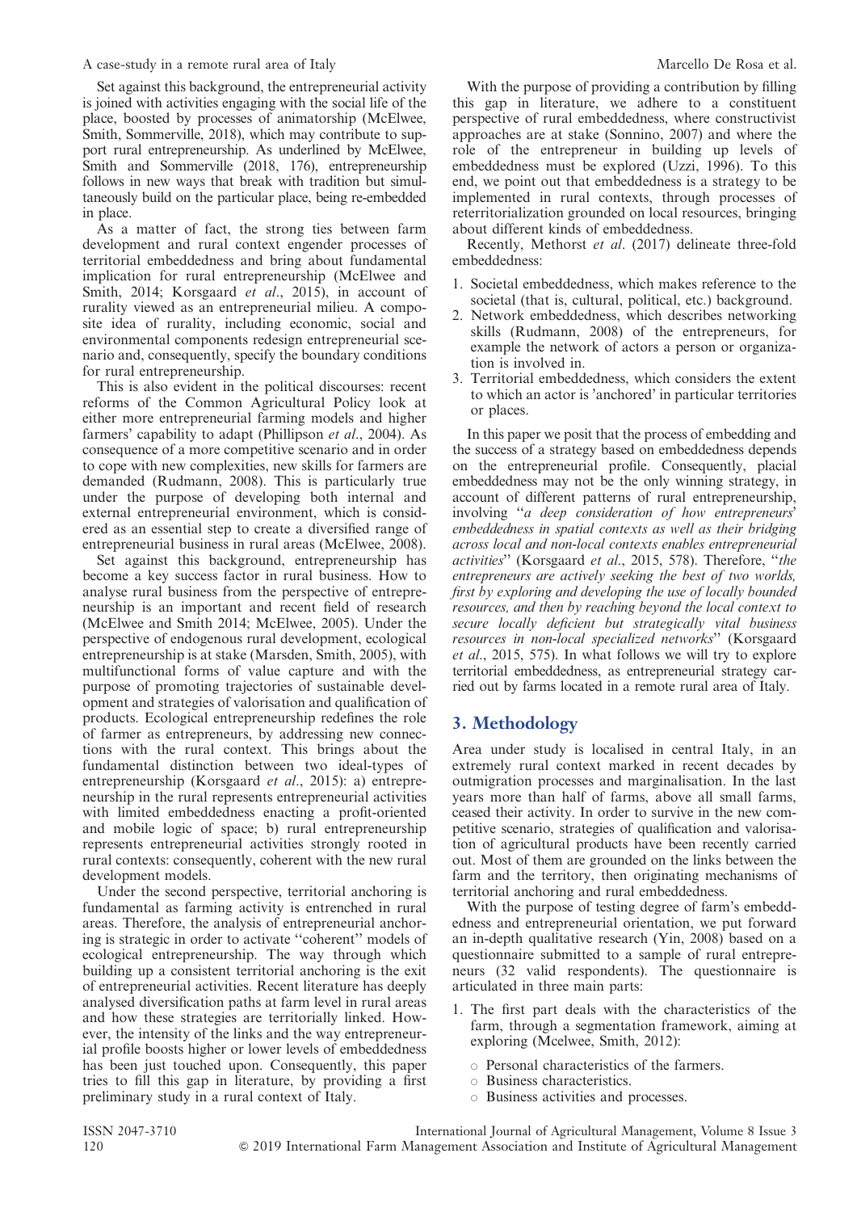Set against this background, the entrepreneurial activity is joined with activities engaging with the social life of the place, boosted by processes of animatorship (McElwee, Smith, Sommerville, 2018), which may contribute to support rural entrepreneurship. As underlined by McElwee, Smith and Sommerville (2018, 176), entrepreneurship follows in new ways that break with tradition but simultaneously build on the particular place, being re-embedded in place.

As a matter of fact, the strong ties between farm development and rural context engender processes of territorial embeddedness and bring about fundamental implication for rural entrepreneurship (McElwee and Smith, 2014; Korsgaard *et al*., 2015), in account of rurality viewed as an entrepreneurial milieu. A composite idea of rurality, including economic, social and environmental components redesign entrepreneurial scenario and, consequently, specify the boundary conditions for rural entrepreneurship.

This is also evident in the political discourses: recent reforms of the Common Agricultural Policy look at either more entrepreneurial farming models and higher farmers' capability to adapt (Phillipson *et al*., 2004). As consequence of a more competitive scenario and in order to cope with new complexities, new skills for farmers are demanded (Rudmann, 2008). This is particularly true under the purpose of developing both internal and external entrepreneurial environment, which is considered as an essential step to create a diversified range of entrepreneurial business in rural areas (McElwee, 2008).

Set against this background, entrepreneurship has become a key success factor in rural business. How to analyse rural business from the perspective of entrepreneurship is an important and recent field of research (McElwee and Smith 2014; McElwee, 2005). Under the perspective of endogenous rural development, ecological entrepreneurship is at stake (Marsden, Smith, 2005), with multifunctional forms of value capture and with the purpose of promoting trajectories of sustainable development and strategies of valorisation and qualification of products. Ecological entrepreneurship redefines the role of farmer as entrepreneurs, by addressing new connections with the rural context. This brings about the fundamental distinction between two ideal-types of entrepreneurship (Korsgaard *et al*., 2015): a) entrepreneurship in the rural represents entrepreneurial activities with limited embeddedness enacting a profit-oriented and mobile logic of space; b) rural entrepreneurship represents entrepreneurial activities strongly rooted in rural contexts: consequently, coherent with the new rural development models.

Under the second perspective, territorial anchoring is fundamental as farming activity is entrenched in rural areas. Therefore, the analysis of entrepreneurial anchoring is strategic in order to activate "coherent" models of ecological entrepreneurship. The way through which building up a consistent territorial anchoring is the exit of entrepreneurial activities. Recent literature has deeply analysed diversification paths at farm level in rural areas and how these strategies are territorially linked. However, the intensity of the links and the way entrepreneurial profile boosts higher or lower levels of embeddedness has been just touched upon. Consequently, this paper tries to fill this gap in literature, by providing a first preliminary study in a rural context of Italy.

With the purpose of providing a contribution by filling this gap in literature, we adhere to a constituent perspective of rural embeddedness, where constructivist approaches are at stake (Sonnino, 2007) and where the role of the entrepreneur in building up levels of embeddedness must be explored (Uzzi, 1996). To this end, we point out that embeddedness is a strategy to be implemented in rural contexts, through processes of reterritorialization grounded on local resources, bringing about different kinds of embeddedness.

Recently, Methorst *et al*. (2017) delineate three-fold embeddedness:

1. Societal embeddedness, which makes reference to the societal (that is, cultural, political, etc.) background.
2. Network embeddedness, which describes networking skills (Rudmann, 2008) of the entrepreneurs, for example the network of actors a person or organization is involved in.
3. Territorial embeddedness, which considers the extent to which an actor is 'anchored' in particular territories or places.

In this paper we posit that the process of embedding and the success of a strategy based on embeddedness depends on the entrepreneurial profile. Consequently, placial embeddedness may not be the only winning strategy, in account of different patterns of rural entrepreneurship, involving "*a deep consideration of how entrepreneurs' embeddedness in spatial contexts as well as their bridging across local and non-local contexts enables entrepreneurial activities*" (Korsgaard *et al*., 2015, 578). Therefore, "*the entrepreneurs are actively seeking the best of two worlds, first by exploring and developing the use of locally bounded resources, and then by reaching beyond the local context to secure locally deficient but strategically vital business resources in non-local specialized networks*" (Korsgaard *et al*., 2015, 575). In what follows we will try to explore territorial embeddedness, as entrepreneurial strategy carried out by farms located in a remote rural area of Italy.

## 3. Methodology

Area under study is localised in central Italy, in an extremely rural context marked in recent decades by outmigration processes and marginalisation. In the last years more than half of farms, above all small farms, ceased their activity. In order to survive in the new competitive scenario, strategies of qualification and valorisation of agricultural products have been recently carried out. Most of them are grounded on the links between the farm and the territory, then originating mechanisms of territorial anchoring and rural embeddedness.

With the purpose of testing degree of farm's embeddedness and entrepreneurial orientation, we put forward an in-depth qualitative research (Yin, 2008) based on a questionnaire submitted to a sample of rural entrepreneurs (32 valid respondents). The questionnaire is articulated in three main parts:

1. The first part deals with the characteristics of the farm, through a segmentation framework, aiming at exploring (Mcelwee, Smith, 2012):
   - Personal characteristics of the farmers.
   - Business characteristics.
   - Business activities and processes.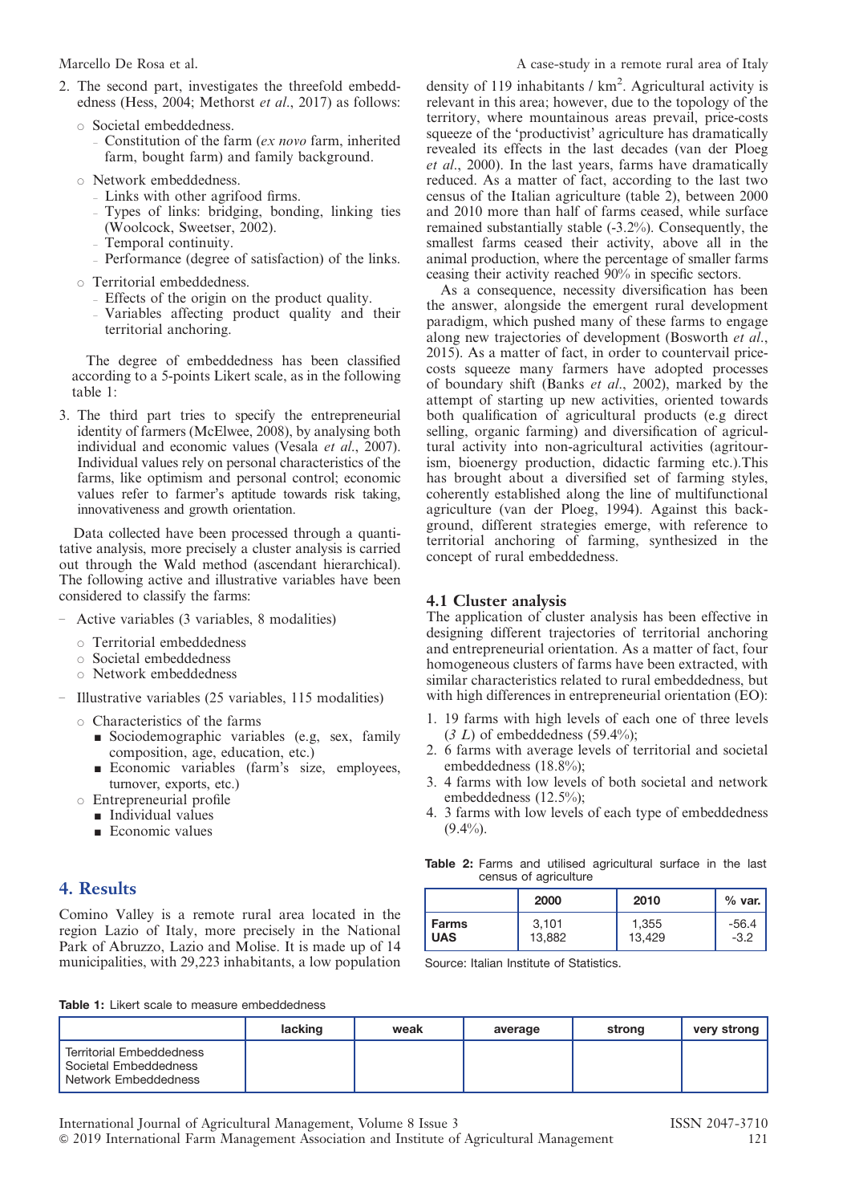2. The second part, investigates the threefold embeddedness (Hess, 2004; Methorst *et al*., 2017) as follows:
   - Societal embeddedness.
     - Constitution of the farm (*ex novo* farm, inherited farm, bought farm) and family background.
   - Network embeddedness.
     - Links with other agrifood firms.
     - Types of links: bridging, bonding, linking ties (Woolcock, Sweetser, 2002).
     - Temporal continuity.
     - Performance (degree of satisfaction) of the links.
   - Territorial embeddedness.
     - Effects of the origin on the product quality.
     - Variables affecting product quality and their territorial anchoring.

   The degree of embeddedness has been classified according to a 5-points Likert scale, as in the following table 1:

3. The third part tries to specify the entrepreneurial identity of farmers (McElwee, 2008), by analysing both individual and economic values (Vesala *et al*., 2007). Individual values rely on personal characteristics of the farms, like optimism and personal control; economic values refer to farmer's aptitude towards risk taking, innovativeness and growth orientation.

Data collected have been processed through a quantitative analysis, more precisely a cluster analysis is carried out through the Wald method (ascendant hierarchical). The following active and illustrative variables have been considered to classify the farms:

- Active variables (3 variables, 8 modalities)
  - Territorial embeddedness
  - Societal embeddedness
  - Network embeddedness
- Illustrative variables (25 variables, 115 modalities)
  - Characteristics of the farms
    - Sociodemographic variables (e.g, sex, family composition, age, education, etc.)
    - Economic variables (farm's size, employees, turnover, exports, etc.)
  - Entrepreneurial profile
    - Individual values
    - Economic values

## 4. Results

Comino Valley is a remote rural area located in the region Lazio of Italy, more precisely in the National Park of Abruzzo, Lazio and Molise. It is made up of 14 municipalities, with 29,223 inhabitants, a low population density of 119 inhabitants / km$^2$. Agricultural activity is relevant in this area; however, due to the topology of the territory, where mountainous areas prevail, price-costs squeeze of the 'productivist' agriculture has dramatically revealed its effects in the last decades (van der Ploeg *et al*., 2000). In the last years, farms have dramatically reduced. As a matter of fact, according to the last two census of the Italian agriculture (table 2), between 2000 and 2010 more than half of farms ceased, while surface remained substantially stable (-3.2%). Consequently, the smallest farms ceased their activity, above all in the animal production, where the percentage of smaller farms ceasing their activity reached 90% in specific sectors.

As a consequence, necessity diversification has been the answer, alongside the emergent rural development paradigm, which pushed many of these farms to engage along new trajectories of development (Bosworth *et al*., 2015). As a matter of fact, in order to countervail price-costs squeeze many farmers have adopted processes of boundary shift (Banks *et al*., 2002), marked by the attempt of starting up new activities, oriented towards both qualification of agricultural products (e.g direct selling, organic farming) and diversification of agricultural activity into non-agricultural activities (agritourism, bioenergy production, didactic farming etc.).This has brought about a diversified set of farming styles, coherently established along the line of multifunctional agriculture (van der Ploeg, 1994). Against this background, different strategies emerge, with reference to territorial anchoring of farming, synthesized in the concept of rural embeddedness.

### 4.1 Cluster analysis

The application of cluster analysis has been effective in designing different trajectories of territorial anchoring and entrepreneurial orientation. As a matter of fact, four homogeneous clusters of farms have been extracted, with similar characteristics related to rural embeddedness, but with high differences in entrepreneurial orientation (EO):

1. 19 farms with high levels of each one of three levels (*3 L*) of embeddedness (59.4%);
2. 6 farms with average levels of territorial and societal embeddedness (18.8%);
3. 4 farms with low levels of both societal and network embeddedness (12.5%);
4. 3 farms with low levels of each type of embeddedness (9.4%).

**Table 2:** Farms and utilised agricultural surface in the last census of agriculture

| | 2000 | 2010 | % var. |
|---|---|---|---|
| **Farms** | 3,101 | 1,355 | -56.4 |
| **UAS** | 13,882 | 13,429 | -3.2 |

Source: Italian Institute of Statistics.

**Table 1:** Likert scale to measure embeddedness

| | lacking | weak | average | strong | very strong |
|---|---|---|---|---|---|
| Territorial Embeddedness<br>Societal Embeddedness<br>Network Embeddedness | | | | | |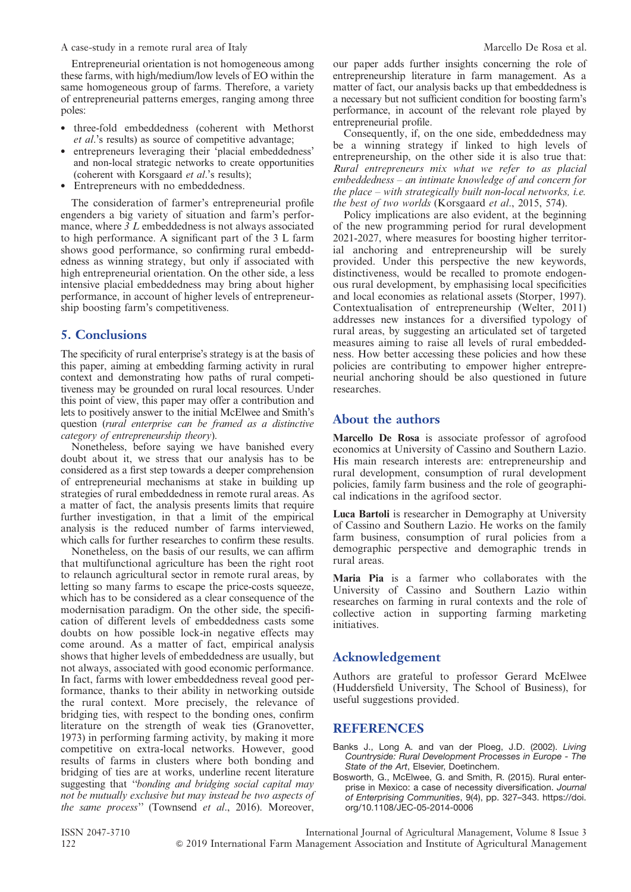Entrepreneurial orientation is not homogeneous among these farms, with high/medium/low levels of EO within the same homogeneous group of farms. Therefore, a variety of entrepreneurial patterns emerges, ranging among three poles:

- three-fold embeddedness (coherent with Methorst *et al*.'s results) as source of competitive advantage;
- entrepreneurs leveraging their 'placial embeddedness' and non-local strategic networks to create opportunities (coherent with Korsgaard *et al*.'s results);
- Entrepreneurs with no embeddedness.

The consideration of farmer's entrepreneurial profile engenders a big variety of situation and farm's performance, where *3 L* embeddedness is not always associated to high performance. A significant part of the 3 L farm shows good performance, so confirming rural embeddedness as winning strategy, but only if associated with high entrepreneurial orientation. On the other side, a less intensive placial embeddedness may bring about higher performance, in account of higher levels of entrepreneurship boosting farm's competitiveness.

## 5. Conclusions

The specificity of rural enterprise's strategy is at the basis of this paper, aiming at embedding farming activity in rural context and demonstrating how paths of rural competitiveness may be grounded on rural local resources. Under this point of view, this paper may offer a contribution and lets to positively answer to the initial McElwee and Smith's question (*rural enterprise can be framed as a distinctive category of entrepreneurship theory*).

Nonetheless, before saying we have banished every doubt about it, we stress that our analysis has to be considered as a first step towards a deeper comprehension of entrepreneurial mechanisms at stake in building up strategies of rural embeddedness in remote rural areas. As a matter of fact, the analysis presents limits that require further investigation, in that a limit of the empirical analysis is the reduced number of farms interviewed, which calls for further researches to confirm these results.

Nonetheless, on the basis of our results, we can affirm that multifunctional agriculture has been the right root to relaunch agricultural sector in remote rural areas, by letting so many farms to escape the price-costs squeeze, which has to be considered as a clear consequence of the modernisation paradigm. On the other side, the specification of different levels of embeddedness casts some doubts on how possible lock-in negative effects may come around. As a matter of fact, empirical analysis shows that higher levels of embeddedness are usually, but not always, associated with good economic performance. In fact, farms with lower embeddedness reveal good performance, thanks to their ability in networking outside the rural context. More precisely, the relevance of bridging ties, with respect to the bonding ones, confirm literature on the strength of weak ties (Granovetter, 1973) in performing farming activity, by making it more competitive on extra-local networks. However, good results of farms in clusters where both bonding and bridging of ties are at works, underline recent literature suggesting that "*bonding and bridging social capital may not be mutually exclusive but may instead be two aspects of the same process*" (Townsend *et al*., 2016). Moreover, our paper adds further insights concerning the role of entrepreneurship literature in farm management. As a matter of fact, our analysis backs up that embeddedness is a necessary but not sufficient condition for boosting farm's performance, in account of the relevant role played by entrepreneurial profile.

Consequently, if, on the one side, embeddedness may be a winning strategy if linked to high levels of entrepreneurship, on the other side it is also true that: *Rural entrepreneurs mix what we refer to as placial embeddedness – an intimate knowledge of and concern for the place – with strategically built non-local networks, i.e. the best of two worlds* (Korsgaard *et al*., 2015, 574).

Policy implications are also evident, at the beginning of the new programming period for rural development 2021-2027, where measures for boosting higher territorial anchoring and entrepreneurship will be surely provided. Under this perspective the new keywords, distinctiveness, would be recalled to promote endogenous rural development, by emphasising local specificities and local economies as relational assets (Storper, 1997). Contextualisation of entrepreneurship (Welter, 2011) addresses new instances for a diversified typology of rural areas, by suggesting an articulated set of targeted measures aiming to raise all levels of rural embeddedness. How better accessing these policies and how these policies are contributing to empower higher entrepreneurial anchoring should be also questioned in future researches.

## About the authors

**Marcello De Rosa** is associate professor of agrofood economics at University of Cassino and Southern Lazio. His main research interests are: entrepreneurship and rural development, consumption of rural development policies, family farm business and the role of geographical indications in the agrifood sector.

**Luca Bartoli** is researcher in Demography at University of Cassino and Southern Lazio. He works on the family farm business, consumption of rural policies from a demographic perspective and demographic trends in rural areas.

**Maria Pia** is a farmer who collaborates with the University of Cassino and Southern Lazio within researches on farming in rural contexts and the role of collective action in supporting farming marketing initiatives.

## Acknowledgement

Authors are grateful to professor Gerard McElwee (Huddersfield University, The School of Business), for useful suggestions provided.

## REFERENCES

Banks J., Long A. and van der Ploeg, J.D. (2002). *Living Countryside: Rural Development Processes in Europe - The State of the Art*, Elsevier, Doetinchem.

Bosworth, G., McElwee, G. and Smith, R. (2015). Rural enterprise in Mexico: a case of necessity diversification. *Journal of Enterprising Communities*, 9(4), pp. 327–343. https://doi.org/10.1108/JEC-05-2014-0006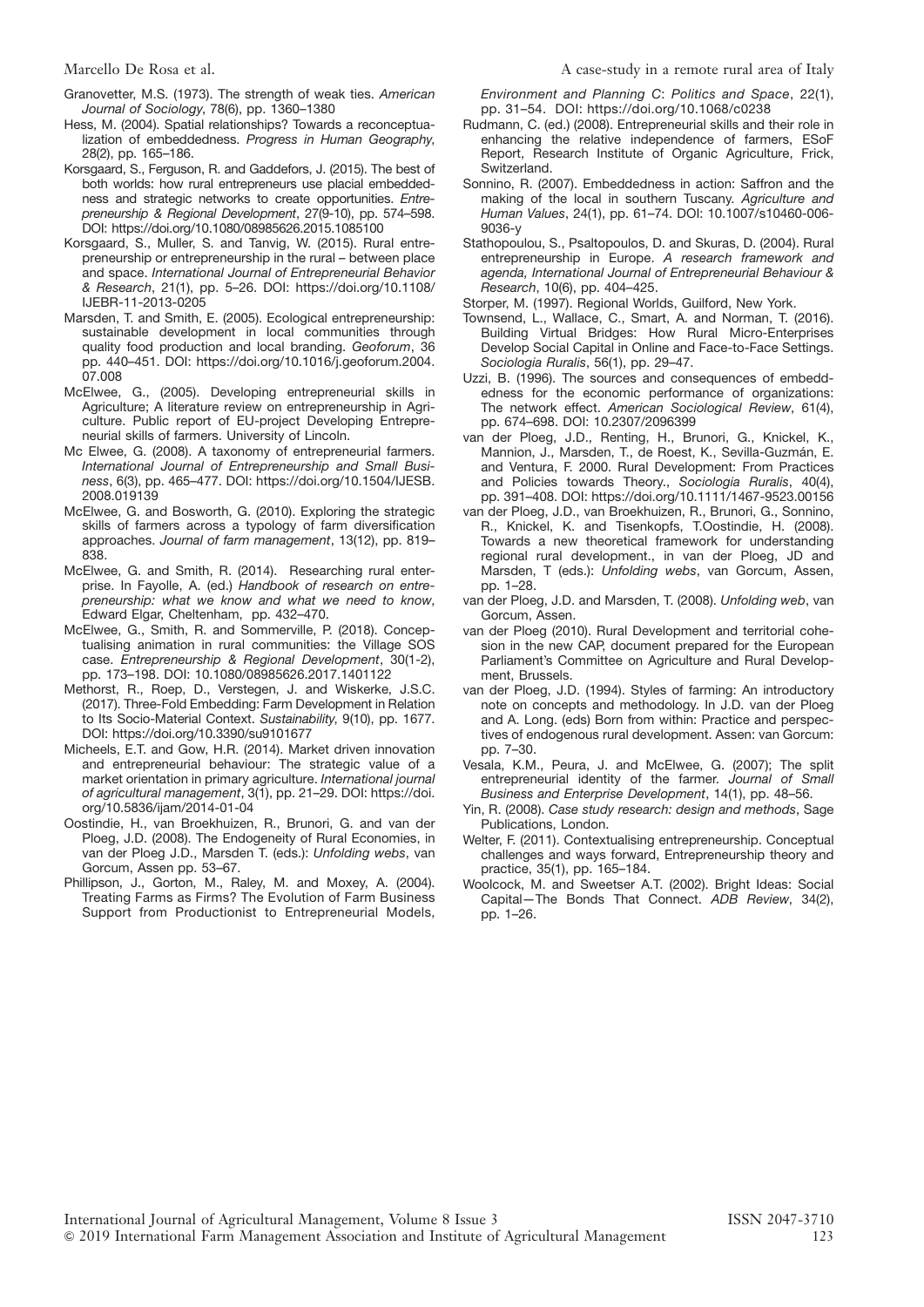Granovetter, M.S. (1973). The strength of weak ties. *American Journal of Sociology*, 78(6), pp. 1360–1380

Hess, M. (2004). Spatial relationships? Towards a reconceptualization of embeddedness. *Progress in Human Geography*, 28(2), pp. 165–186.

Korsgaard, S., Ferguson, R. and Gaddefors, J. (2015). The best of both worlds: how rural entrepreneurs use placial embeddedness and strategic networks to create opportunities. *Entrepreneurship & Regional Development*, 27(9-10), pp. 574–598. DOI: https://doi.org/10.1080/08985626.2015.1085100

Korsgaard, S., Muller, S. and Tanvig, W. (2015). Rural entrepreneurship or entrepreneurship in the rural – between place and space. *International Journal of Entrepreneurial Behavior & Research*, 21(1), pp. 5–26. DOI: https://doi.org/10.1108/IJEBR-11-2013-0205

Marsden, T. and Smith, E. (2005). Ecological entrepreneurship: sustainable development in local communities through quality food production and local branding. *Geoforum*, 36 pp. 440–451. DOI: https://doi.org/10.1016/j.geoforum.2004.07.008

McElwee, G., (2005). Developing entrepreneurial skills in Agriculture; A literature review on entrepreneurship in Agriculture. Public report of EU-project Developing Entrepreneurial skills of farmers. University of Lincoln.

Mc Elwee, G. (2008). A taxonomy of entrepreneurial farmers. *International Journal of Entrepreneurship and Small Business*, 6(3), pp. 465–477. DOI: https://doi.org/10.1504/IJESB.2008.019139

McElwee, G. and Bosworth, G. (2010). Exploring the strategic skills of farmers across a typology of farm diversification approaches. *Journal of farm management*, 13(12), pp. 819–838.

McElwee, G. and Smith, R. (2014). Researching rural enterprise. In Fayolle, A. (ed.) *Handbook of research on entrepreneurship: what we know and what we need to know*, Edward Elgar, Cheltenham, pp. 432–470.

McElwee, G., Smith, R. and Sommerville, P. (2018). Conceptualising animation in rural communities: the Village SOS case. *Entrepreneurship & Regional Development*, 30(1-2), pp. 173–198. DOI: 10.1080/08985626.2017.1401122

Methorst, R., Roep, D., Verstegen, J. and Wiskerke, J.S.C. (2017). Three-Fold Embedding: Farm Development in Relation to Its Socio-Material Context. *Sustainability*, 9(10), pp. 1677. DOI: https://doi.org/10.3390/su9101677

Micheels, E.T. and Gow, H.R. (2014). Market driven innovation and entrepreneurial behaviour: The strategic value of a market orientation in primary agriculture. *International journal of agricultural management*, 3(1), pp. 21–29. DOI: https://doi.org/10.5836/ijam/2014-01-04

Oostindie, H., van Broekhuizen, R., Brunori, G. and van der Ploeg, J.D. (2008). The Endogeneity of Rural Economies, in van der Ploeg J.D., Marsden T. (eds.): *Unfolding webs*, van Gorcum, Assen pp. 53–67.

Phillipson, J., Gorton, M., Raley, M. and Moxey, A. (2004). Treating Farms as Firms? The Evolution of Farm Business Support from Productionist to Entrepreneurial Models, *Environment and Planning C: Politics and Space*, 22(1), pp. 31–54. DOI: https://doi.org/10.1068/c0238

Rudmann, C. (ed.) (2008). Entrepreneurial skills and their role in enhancing the relative independence of farmers, ESoF Report, Research Institute of Organic Agriculture, Frick, Switzerland.

Sonnino, R. (2007). Embeddedness in action: Saffron and the making of the local in southern Tuscany. *Agriculture and Human Values*, 24(1), pp. 61–74. DOI: 10.1007/s10460-006-9036-y

Stathopoulou, S., Psaltopoulos, D. and Skuras, D. (2004). Rural entrepreneurship in Europe. *A research framework and agenda, International Journal of Entrepreneurial Behaviour & Research*, 10(6), pp. 404–425.

Storper, M. (1997). Regional Worlds, Guilford, New York.

Townsend, L., Wallace, C., Smart, A. and Norman, T. (2016). Building Virtual Bridges: How Rural Micro-Enterprises Develop Social Capital in Online and Face-to-Face Settings. *Sociologia Ruralis*, 56(1), pp. 29–47.

Uzzi, B. (1996). The sources and consequences of embeddedness for the economic performance of organizations: The network effect. *American Sociological Review*, 61(4), pp. 674–698. DOI: 10.2307/2096399

van der Ploeg, J.D., Renting, H., Brunori, G., Knickel, K., Mannion, J., Marsden, T., de Roest, K., Sevilla-Guzmán, E. and Ventura, F. 2000. Rural Development: From Practices and Policies towards Theory., *Sociologia Ruralis*, 40(4), pp. 391–408. DOI: https://doi.org/10.1111/1467-9523.00156

van der Ploeg, J.D., van Broekhuizen, R., Brunori, G., Sonnino, R., Knickel, K. and Tisenkopfs, T.Oostindie, H. (2008). Towards a new theoretical framework for understanding regional rural development., in van der Ploeg, JD and Marsden, T (eds.): *Unfolding webs*, van Gorcum, Assen, pp. 1–28.

van der Ploeg, J.D. and Marsden, T. (2008). *Unfolding web*, van Gorcum, Assen.

van der Ploeg (2010). Rural Development and territorial cohesion in the new CAP, document prepared for the European Parliament's Committee on Agriculture and Rural Development, Brussels.

van der Ploeg, J.D. (1994). Styles of farming: An introductory note on concepts and methodology. In J.D. van der Ploeg and A. Long. (eds) Born from within: Practice and perspectives of endogenous rural development. Assen: van Gorcum: pp. 7–30.

Vesala, K.M., Peura, J. and McElwee, G. (2007); The split entrepreneurial identity of the farmer. *Journal of Small Business and Enterprise Development*, 14(1), pp. 48–56.

Yin, R. (2008). *Case study research: design and methods*, Sage Publications, London.

Welter, F. (2011). Contextualising entrepreneurship. Conceptual challenges and ways forward, Entrepreneurship theory and practice, 35(1), pp. 165–184.

Woolcock, M. and Sweetser A.T. (2002). Bright Ideas: Social Capital—The Bonds That Connect. *ADB Review*, 34(2), pp. 1–26.